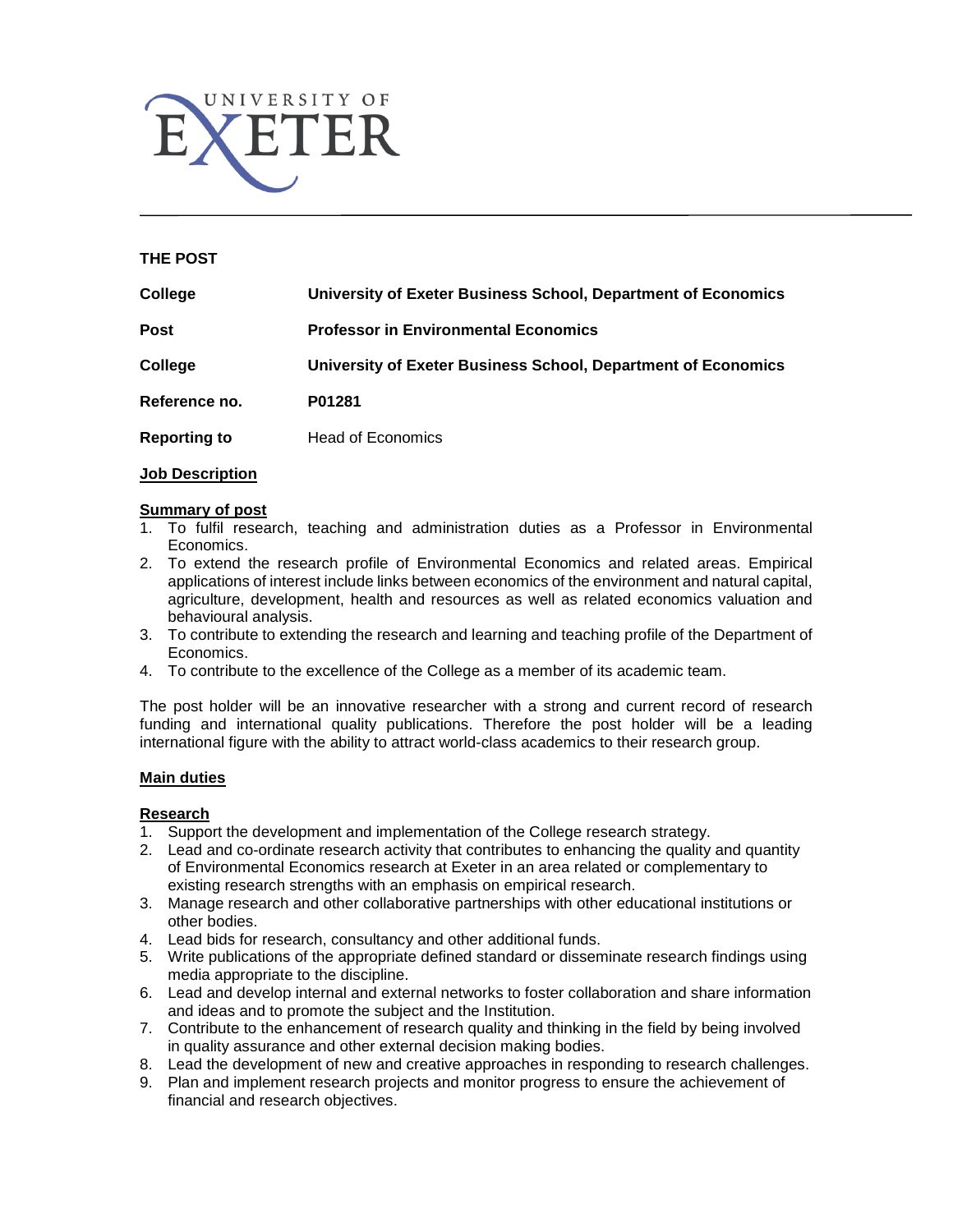UNIVERSITY OF EXETER

## THE POST

| | |
|---|---|
| **College** | **University of Exeter Business School, Department of Economics** |
| **Post** | **Professor in Environmental Economics** |
| **College** | **University of Exeter Business School, Department of Economics** |
| **Reference no.** | **P01281** |
| **Reporting to** | Head of Economics |

### Job Description

**Summary of post**

1. To fulfil research, teaching and administration duties as a Professor in Environmental Economics.
2. To extend the research profile of Environmental Economics and related areas. Empirical applications of interest include links between economics of the environment and natural capital, agriculture, development, health and resources as well as related economics valuation and behavioural analysis.
3. To contribute to extending the research and learning and teaching profile of the Department of Economics.
4. To contribute to the excellence of the College as a member of its academic team.

The post holder will be an innovative researcher with a strong and current record of research funding and international quality publications. Therefore the post holder will be a leading international figure with the ability to attract world-class academics to their research group.

### Main duties

**Research**

1. Support the development and implementation of the College research strategy.
2. Lead and co-ordinate research activity that contributes to enhancing the quality and quantity of Environmental Economics research at Exeter in an area related or complementary to existing research strengths with an emphasis on empirical research.
3. Manage research and other collaborative partnerships with other educational institutions or other bodies.
4. Lead bids for research, consultancy and other additional funds.
5. Write publications of the appropriate defined standard or disseminate research findings using media appropriate to the discipline.
6. Lead and develop internal and external networks to foster collaboration and share information and ideas and to promote the subject and the Institution.
7. Contribute to the enhancement of research quality and thinking in the field by being involved in quality assurance and other external decision making bodies.
8. Lead the development of new and creative approaches in responding to research challenges.
9. Plan and implement research projects and monitor progress to ensure the achievement of financial and research objectives.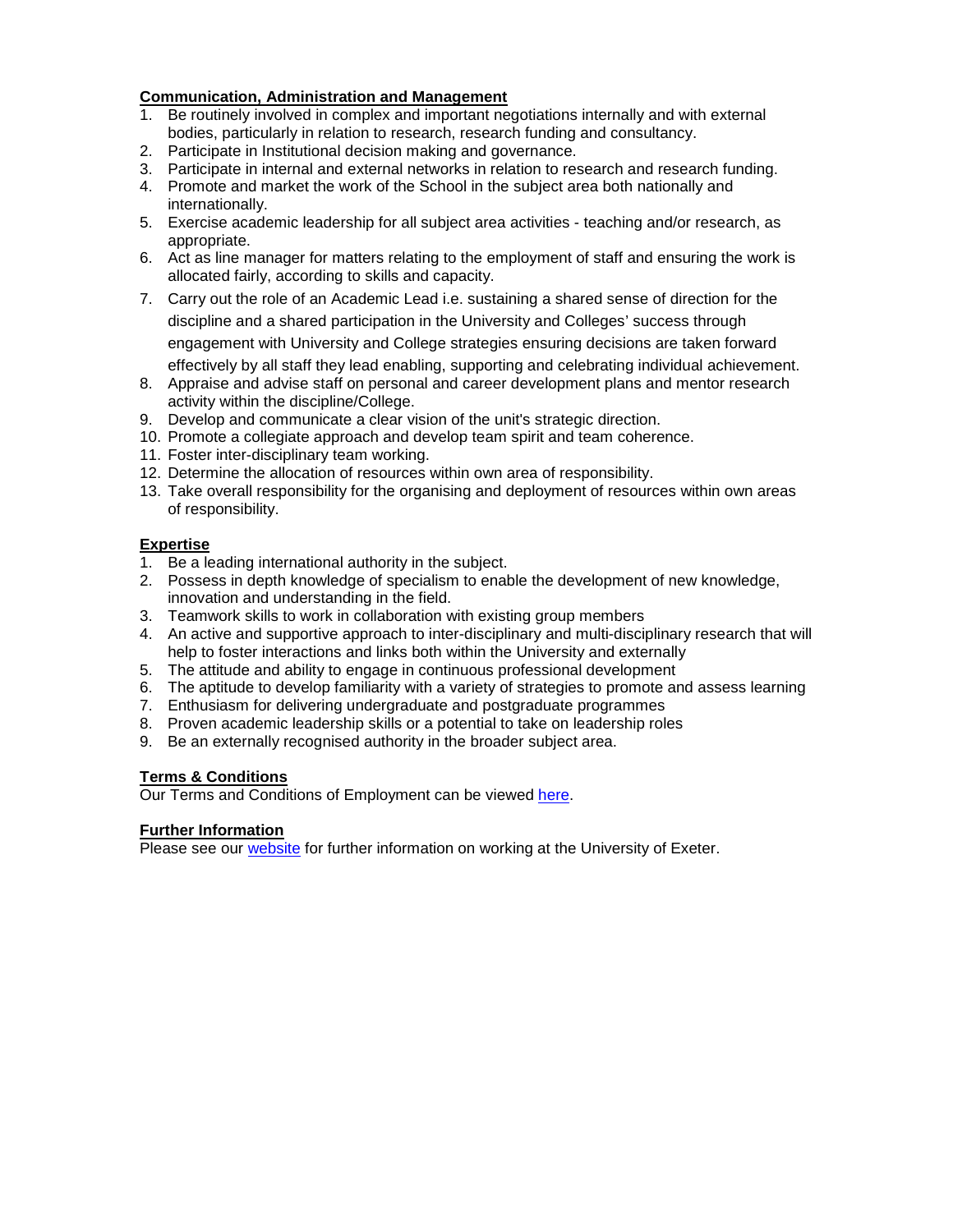**Communication, Administration and Management**

1. Be routinely involved in complex and important negotiations internally and with external bodies, particularly in relation to research, research funding and consultancy.
2. Participate in Institutional decision making and governance.
3. Participate in internal and external networks in relation to research and research funding.
4. Promote and market the work of the School in the subject area both nationally and internationally.
5. Exercise academic leadership for all subject area activities - teaching and/or research, as appropriate.
6. Act as line manager for matters relating to the employment of staff and ensuring the work is allocated fairly, according to skills and capacity.
7. Carry out the role of an Academic Lead i.e. sustaining a shared sense of direction for the discipline and a shared participation in the University and Colleges' success through engagement with University and College strategies ensuring decisions are taken forward effectively by all staff they lead enabling, supporting and celebrating individual achievement.
8. Appraise and advise staff on personal and career development plans and mentor research activity within the discipline/College.
9. Develop and communicate a clear vision of the unit's strategic direction.
10. Promote a collegiate approach and develop team spirit and team coherence.
11. Foster inter-disciplinary team working.
12. Determine the allocation of resources within own area of responsibility.
13. Take overall responsibility for the organising and deployment of resources within own areas of responsibility.

**Expertise**

1. Be a leading international authority in the subject.
2. Possess in depth knowledge of specialism to enable the development of new knowledge, innovation and understanding in the field.
3. Teamwork skills to work in collaboration with existing group members
4. An active and supportive approach to inter-disciplinary and multi-disciplinary research that will help to foster interactions and links both within the University and externally
5. The attitude and ability to engage in continuous professional development
6. The aptitude to develop familiarity with a variety of strategies to promote and assess learning
7. Enthusiasm for delivering undergraduate and postgraduate programmes
8. Proven academic leadership skills or a potential to take on leadership roles
9. Be an externally recognised authority in the broader subject area.

**Terms & Conditions**

Our Terms and Conditions of Employment can be viewed here.

**Further Information**

Please see our website for further information on working at the University of Exeter.